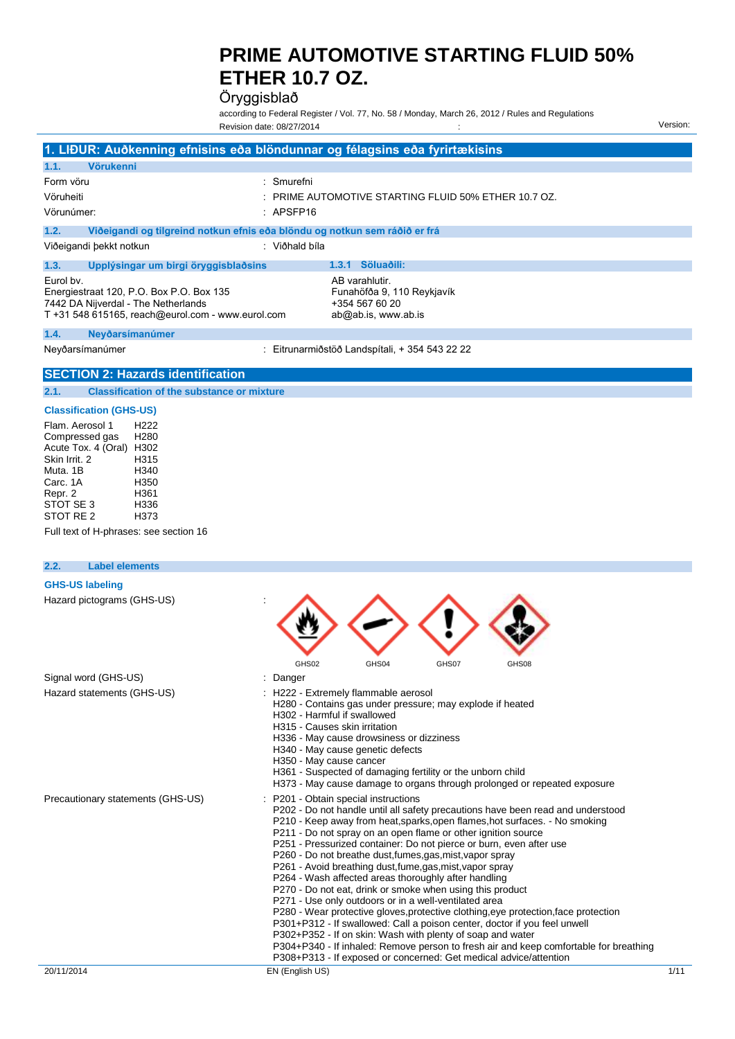# PRIME AUTOMOTIVE STARTING FLUID 50% ETHER 10.7 OZ.

Öryggisblað

according to Federal Register / Vol. 77, No. 58 / Monday, March 26, 2012 / Rules and Regulations

Revision date: 08/27/2014 : Version:

## 1. LIÐUR: Auðkenning efnisins eða blöndunnar og félagsins eða fyrirtækisins

### 1.1. Vörukenni

| | |
|---|---|
| Form vöru | : Smurefni |
| Vöruheiti | : PRIME AUTOMOTIVE STARTING FLUID 50% ETHER 10.7 OZ. |
| Vörunúmer: | : APSFP16 |

### 1.2. Viðeigandi og tilgreind notkun efnis eða blöndu og notkun sem ráðið er frá

| | |
|---|---|
| Viðeigandi þekkt notkun | : Viðhald bíla |

### 1.3. Upplýsingar um birgi öryggisblaðsins

Eurol bv.
Energiestraat 120, P.O. Box P.O. Box 135
7442 DA Nijverdal - The Netherlands
T +31 548 615165, reach@eurol.com - www.eurol.com

#### 1.3.1 Söluaðili:

AB varahlutir.
Funahöfða 9, 110 Reykjavík
+354 567 60 20
ab@ab.is, www.ab.is

### 1.4. Neyðarsímanúmer

| | |
|---|---|
| Neyðarsímanúmer | : Eitrunarmiðstöð Landspítali, + 354 543 22 22 |

## SECTION 2: Hazards identification

### 2.1. Classification of the substance or mixture

**Classification (GHS-US)**

| | |
|---|---|
| Flam. Aerosol 1 | H222 |
| Compressed gas | H280 |
| Acute Tox. 4 (Oral) | H302 |
| Skin Irrit. 2 | H315 |
| Muta. 1B | H340 |
| Carc. 1A | H350 |
| Repr. 2 | H361 |
| STOT SE 3 | H336 |
| STOT RE 2 | H373 |

Full text of H-phrases: see section 16

### 2.2. Label elements

**GHS-US labeling**

Hazard pictograms (GHS-US) :

GHS02 GHS04 GHS07 GHS08

Signal word (GHS-US) : Danger

Hazard statements (GHS-US) :
- H222 - Extremely flammable aerosol
- H280 - Contains gas under pressure; may explode if heated
- H302 - Harmful if swallowed
- H315 - Causes skin irritation
- H336 - May cause drowsiness or dizziness
- H340 - May cause genetic defects
- H350 - May cause cancer
- H361 - Suspected of damaging fertility or the unborn child
- H373 - May cause damage to organs through prolonged or repeated exposure

Precautionary statements (GHS-US) :
- P201 - Obtain special instructions
- P202 - Do not handle until all safety precautions have been read and understood
- P210 - Keep away from heat,sparks,open flames,hot surfaces. - No smoking
- P211 - Do not spray on an open flame or other ignition source
- P251 - Pressurized container: Do not pierce or burn, even after use
- P260 - Do not breathe dust,fumes,gas,mist,vapor spray
- P261 - Avoid breathing dust,fume,gas,mist,vapor spray
- P264 - Wash affected areas thoroughly after handling
- P270 - Do not eat, drink or smoke when using this product
- P271 - Use only outdoors or in a well-ventilated area
- P280 - Wear protective gloves,protective clothing,eye protection,face protection
- P301+P312 - If swallowed: Call a poison center, doctor if you feel unwell
- P302+P352 - If on skin: Wash with plenty of soap and water
- P304+P340 - If inhaled: Remove person to fresh air and keep comfortable for breathing
- P308+P313 - If exposed or concerned: Get medical advice/attention

20/11/2014 EN (English US)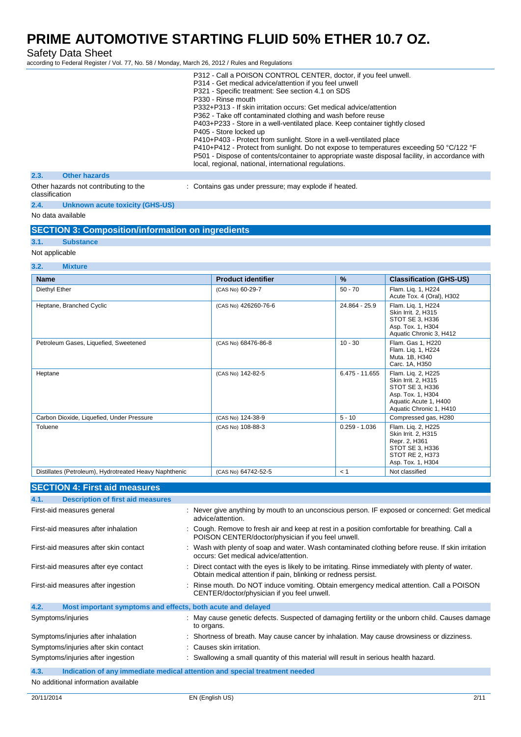P312 - Call a POISON CONTROL CENTER, doctor, if you feel unwell.
P314 - Get medical advice/attention if you feel unwell
P321 - Specific treatment: See section 4.1 on SDS
P330 - Rinse mouth
P332+P313 - If skin irritation occurs: Get medical advice/attention
P362 - Take off contaminated clothing and wash before reuse
P403+P233 - Store in a well-ventilated place. Keep container tightly closed
P405 - Store locked up
P410+P403 - Protect from sunlight. Store in a well-ventilated place
P410+P412 - Protect from sunlight. Do not expose to temperatures exceeding 50 °C/122 °F
P501 - Dispose of contents/container to appropriate waste disposal facility, in accordance with local, regional, national, international regulations.

### 2.3. Other hazards

Other hazards not contributing to the classification : Contains gas under pressure; may explode if heated.

### 2.4. Unknown acute toxicity (GHS-US)

No data available

## SECTION 3: Composition/information on ingredients

### 3.1. Substance

Not applicable

### 3.2. Mixture

| Name | Product identifier | % | Classification (GHS-US) |
|---|---|---|---|
| Diethyl Ether | (CAS No) 60-29-7 | 50 - 70 | Flam. Liq. 1, H224<br>Acute Tox. 4 (Oral), H302 |
| Heptane, Branched Cyclic | (CAS No) 426260-76-6 | 24.864 - 25.9 | Flam. Liq. 1, H224<br>Skin Irrit. 2, H315<br>STOT SE 3, H336<br>Asp. Tox. 1, H304<br>Aquatic Chronic 3, H412 |
| Petroleum Gases, Liquefied, Sweetened | (CAS No) 68476-86-8 | 10 - 30 | Flam. Gas 1, H220<br>Flam. Liq. 1, H224<br>Muta. 1B, H340<br>Carc. 1A, H350 |
| Heptane | (CAS No) 142-82-5 | 6.475 - 11.655 | Flam. Liq. 2, H225<br>Skin Irrit. 2, H315<br>STOT SE 3, H336<br>Asp. Tox. 1, H304<br>Aquatic Acute 1, H400<br>Aquatic Chronic 1, H410 |
| Carbon Dioxide, Liquefied, Under Pressure | (CAS No) 124-38-9 | 5 - 10 | Compressed gas, H280 |
| Toluene | (CAS No) 108-88-3 | 0.259 - 1.036 | Flam. Liq. 2, H225<br>Skin Irrit. 2, H315<br>Repr. 2, H361<br>STOT SE 3, H336<br>STOT RE 2, H373<br>Asp. Tox. 1, H304 |
| Distillates (Petroleum), Hydrotreated Heavy Naphthenic | (CAS No) 64742-52-5 | < 1 | Not classified |

## SECTION 4: First aid measures

### 4.1. Description of first aid measures

First-aid measures general : Never give anything by mouth to an unconscious person. IF exposed or concerned: Get medical advice/attention.

First-aid measures after inhalation : Cough. Remove to fresh air and keep at rest in a position comfortable for breathing. Call a POISON CENTER/doctor/physician if you feel unwell.

First-aid measures after skin contact : Wash with plenty of soap and water. Wash contaminated clothing before reuse. If skin irritation occurs: Get medical advice/attention.

First-aid measures after eye contact : Direct contact with the eyes is likely to be irritating. Rinse immediately with plenty of water. Obtain medical attention if pain, blinking or redness persist.

First-aid measures after ingestion : Rinse mouth. Do NOT induce vomiting. Obtain emergency medical attention. Call a POISON CENTER/doctor/physician if you feel unwell.

### 4.2. Most important symptoms and effects, both acute and delayed

Symptoms/injuries : May cause genetic defects. Suspected of damaging fertility or the unborn child. Causes damage to organs.

Symptoms/injuries after inhalation : Shortness of breath. May cause cancer by inhalation. May cause drowsiness or dizziness.

Symptoms/injuries after skin contact : Causes skin irritation.

Symptoms/injuries after ingestion : Swallowing a small quantity of this material will result in serious health hazard.

### 4.3. Indication of any immediate medical attention and special treatment needed

No additional information available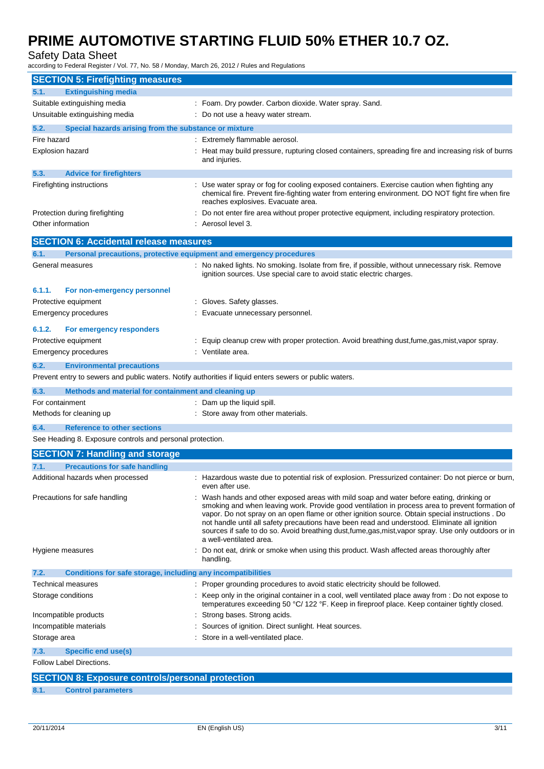## SECTION 5: Firefighting measures

### 5.1. Extinguishing media

| | |
|---|---|
| Suitable extinguishing media | : Foam. Dry powder. Carbon dioxide. Water spray. Sand. |
| Unsuitable extinguishing media | : Do not use a heavy water stream. |

### 5.2. Special hazards arising from the substance or mixture

| | |
|---|---|
| Fire hazard | : Extremely flammable aerosol. |
| Explosion hazard | : Heat may build pressure, rupturing closed containers, spreading fire and increasing risk of burns and injuries. |

### 5.3. Advice for firefighters

| | |
|---|---|
| Firefighting instructions | : Use water spray or fog for cooling exposed containers. Exercise caution when fighting any chemical fire. Prevent fire-fighting water from entering environment. DO NOT fight fire when fire reaches explosives. Evacuate area. |
| Protection during firefighting | : Do not enter fire area without proper protective equipment, including respiratory protection. |
| Other information | : Aerosol level 3. |

## SECTION 6: Accidental release measures

### 6.1. Personal precautions, protective equipment and emergency procedures

| | |
|---|---|
| General measures | : No naked lights. No smoking. Isolate from fire, if possible, without unnecessary risk. Remove ignition sources. Use special care to avoid static electric charges. |

#### 6.1.1. For non-emergency personnel

| | |
|---|---|
| Protective equipment | : Gloves. Safety glasses. |
| Emergency procedures | : Evacuate unnecessary personnel. |

#### 6.1.2. For emergency responders

| | |
|---|---|
| Protective equipment | : Equip cleanup crew with proper protection. Avoid breathing dust,fume,gas,mist,vapor spray. |
| Emergency procedures | : Ventilate area. |

### 6.2. Environmental precautions

Prevent entry to sewers and public waters. Notify authorities if liquid enters sewers or public waters.

### 6.3. Methods and material for containment and cleaning up

| | |
|---|---|
| For containment | : Dam up the liquid spill. |
| Methods for cleaning up | : Store away from other materials. |

### 6.4. Reference to other sections

See Heading 8. Exposure controls and personal protection.

## SECTION 7: Handling and storage

### 7.1. Precautions for safe handling

| | |
|---|---|
| Additional hazards when processed | : Hazardous waste due to potential risk of explosion. Pressurized container: Do not pierce or burn, even after use. |
| Precautions for safe handling | : Wash hands and other exposed areas with mild soap and water before eating, drinking or smoking and when leaving work. Provide good ventilation in process area to prevent formation of vapor. Do not spray on an open flame or other ignition source. Obtain special instructions . Do not handle until all safety precautions have been read and understood. Eliminate all ignition sources if safe to do so. Avoid breathing dust,fume,gas,mist,vapor spray. Use only outdoors or in a well-ventilated area. |
| Hygiene measures | : Do not eat, drink or smoke when using this product. Wash affected areas thoroughly after handling. |

### 7.2. Conditions for safe storage, including any incompatibilities

| | |
|---|---|
| Technical measures | : Proper grounding procedures to avoid static electricity should be followed. |
| Storage conditions | : Keep only in the original container in a cool, well ventilated place away from : Do not expose to temperatures exceeding 50 °C/ 122 °F. Keep in fireproof place. Keep container tightly closed. |
| Incompatible products | : Strong bases. Strong acids. |
| Incompatible materials | : Sources of ignition. Direct sunlight. Heat sources. |
| Storage area | : Store in a well-ventilated place. |

### 7.3. Specific end use(s)

Follow Label Directions.

## SECTION 8: Exposure controls/personal protection

### 8.1. Control parameters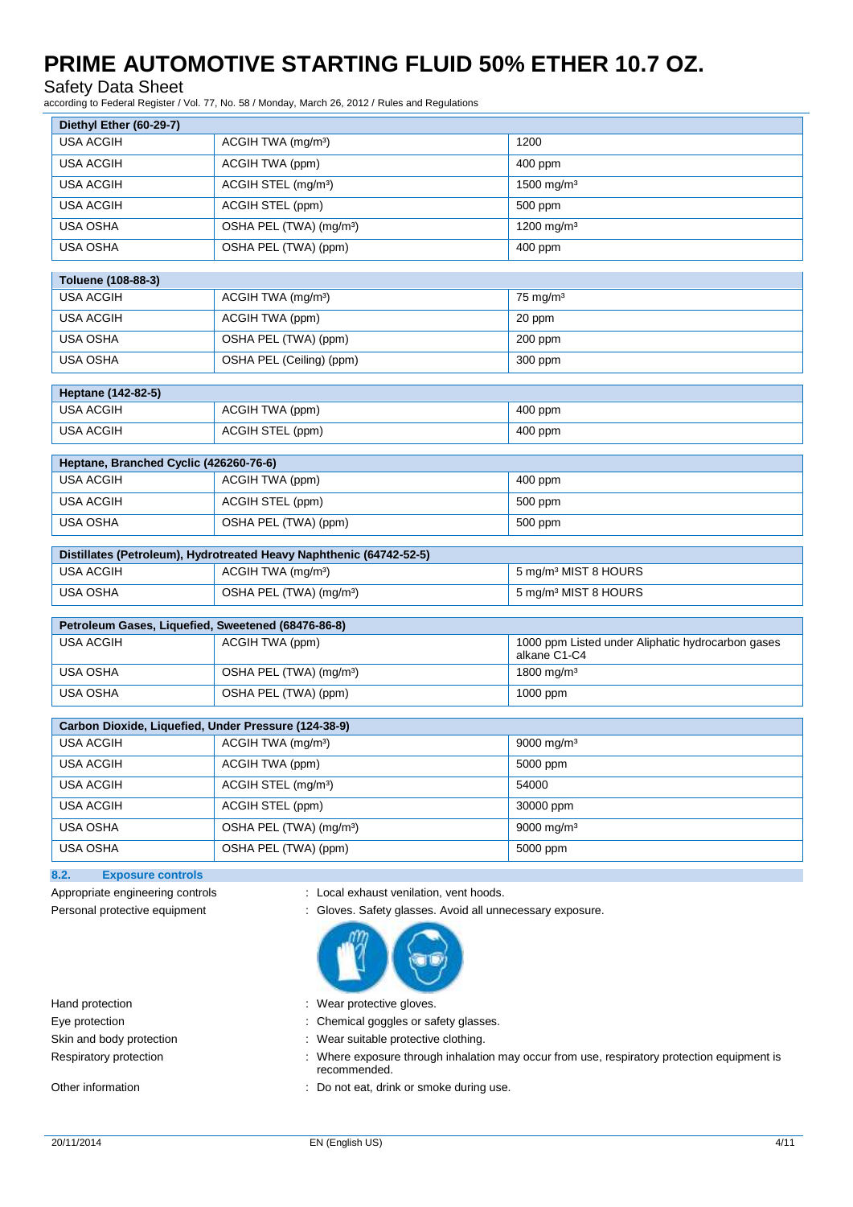| Diethyl Ether (60-29-7) | | |
|---|---|---|
| USA ACGIH | ACGIH TWA (mg/m³) | 1200 |
| USA ACGIH | ACGIH TWA (ppm) | 400 ppm |
| USA ACGIH | ACGIH STEL (mg/m³) | 1500 mg/m³ |
| USA ACGIH | ACGIH STEL (ppm) | 500 ppm |
| USA OSHA | OSHA PEL (TWA) (mg/m³) | 1200 mg/m³ |
| USA OSHA | OSHA PEL (TWA) (ppm) | 400 ppm |

| Toluene (108-88-3) | | |
|---|---|---|
| USA ACGIH | ACGIH TWA (mg/m³) | 75 mg/m³ |
| USA ACGIH | ACGIH TWA (ppm) | 20 ppm |
| USA OSHA | OSHA PEL (TWA) (ppm) | 200 ppm |
| USA OSHA | OSHA PEL (Ceiling) (ppm) | 300 ppm |

| Heptane (142-82-5) | | |
|---|---|---|
| USA ACGIH | ACGIH TWA (ppm) | 400 ppm |
| USA ACGIH | ACGIH STEL (ppm) | 400 ppm |

| Heptane, Branched Cyclic (426260-76-6) | | |
|---|---|---|
| USA ACGIH | ACGIH TWA (ppm) | 400 ppm |
| USA ACGIH | ACGIH STEL (ppm) | 500 ppm |
| USA OSHA | OSHA PEL (TWA) (ppm) | 500 ppm |

| Distillates (Petroleum), Hydrotreated Heavy Naphthenic (64742-52-5) | | |
|---|---|---|
| USA ACGIH | ACGIH TWA (mg/m³) | 5 mg/m³ MIST 8 HOURS |
| USA OSHA | OSHA PEL (TWA) (mg/m³) | 5 mg/m³ MIST 8 HOURS |

| Petroleum Gases, Liquefied, Sweetened (68476-86-8) | | |
|---|---|---|
| USA ACGIH | ACGIH TWA (ppm) | 1000 ppm Listed under Aliphatic hydrocarbon gases alkane C1-C4 |
| USA OSHA | OSHA PEL (TWA) (mg/m³) | 1800 mg/m³ |
| USA OSHA | OSHA PEL (TWA) (ppm) | 1000 ppm |

| Carbon Dioxide, Liquefied, Under Pressure (124-38-9) | | |
|---|---|---|
| USA ACGIH | ACGIH TWA (mg/m³) | 9000 mg/m³ |
| USA ACGIH | ACGIH TWA (ppm) | 5000 ppm |
| USA ACGIH | ACGIH STEL (mg/m³) | 54000 |
| USA ACGIH | ACGIH STEL (ppm) | 30000 ppm |
| USA OSHA | OSHA PEL (TWA) (mg/m³) | 9000 mg/m³ |
| USA OSHA | OSHA PEL (TWA) (ppm) | 5000 ppm |

### 8.2. Exposure controls

Appropriate engineering controls : Local exhaust venilation, vent hoods.

Personal protective equipment : Gloves. Safety glasses. Avoid all unnecessary exposure.

Hand protection : Wear protective gloves.

Eye protection : Chemical goggles or safety glasses.

Skin and body protection : Wear suitable protective clothing.

Respiratory protection : Where exposure through inhalation may occur from use, respiratory protection equipment is recommended.

Other information : Do not eat, drink or smoke during use.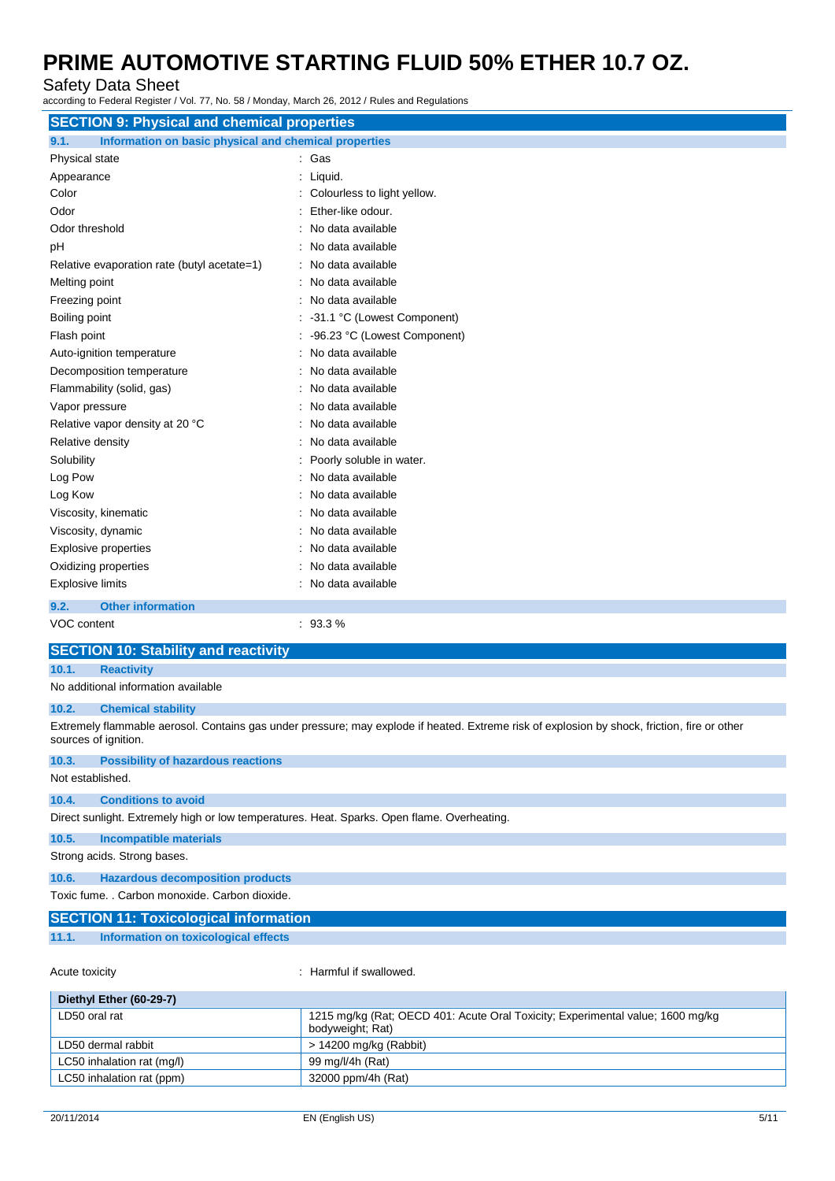## SECTION 9: Physical and chemical properties

### 9.1. Information on basic physical and chemical properties

| Property | Value |
|---|---|
| Physical state | Gas |
| Appearance | Liquid. |
| Color | Colourless to light yellow. |
| Odor | Ether-like odour. |
| Odor threshold | No data available |
| pH | No data available |
| Relative evaporation rate (butyl acetate=1) | No data available |
| Melting point | No data available |
| Freezing point | No data available |
| Boiling point | -31.1 °C (Lowest Component) |
| Flash point | -96.23 °C (Lowest Component) |
| Auto-ignition temperature | No data available |
| Decomposition temperature | No data available |
| Flammability (solid, gas) | No data available |
| Vapor pressure | No data available |
| Relative vapor density at 20 °C | No data available |
| Relative density | No data available |
| Solubility | Poorly soluble in water. |
| Log Pow | No data available |
| Log Kow | No data available |
| Viscosity, kinematic | No data available |
| Viscosity, dynamic | No data available |
| Explosive properties | No data available |
| Oxidizing properties | No data available |
| Explosive limits | No data available |

### 9.2. Other information

VOC content : 93.3 %

## SECTION 10: Stability and reactivity

### 10.1. Reactivity

No additional information available

### 10.2. Chemical stability

Extremely flammable aerosol. Contains gas under pressure; may explode if heated. Extreme risk of explosion by shock, friction, fire or other sources of ignition.

### 10.3. Possibility of hazardous reactions

Not established.

### 10.4. Conditions to avoid

Direct sunlight. Extremely high or low temperatures. Heat. Sparks. Open flame. Overheating.

### 10.5. Incompatible materials

Strong acids. Strong bases.

### 10.6. Hazardous decomposition products

Toxic fume. . Carbon monoxide. Carbon dioxide.

## SECTION 11: Toxicological information

### 11.1. Information on toxicological effects

Acute toxicity : Harmful if swallowed.

| Diethyl Ether (60-29-7) | |
|---|---|
| LD50 oral rat | 1215 mg/kg (Rat; OECD 401: Acute Oral Toxicity; Experimental value; 1600 mg/kg bodyweight; Rat) |
| LD50 dermal rabbit | > 14200 mg/kg (Rabbit) |
| LC50 inhalation rat (mg/l) | 99 mg/l/4h (Rat) |
| LC50 inhalation rat (ppm) | 32000 ppm/4h (Rat) |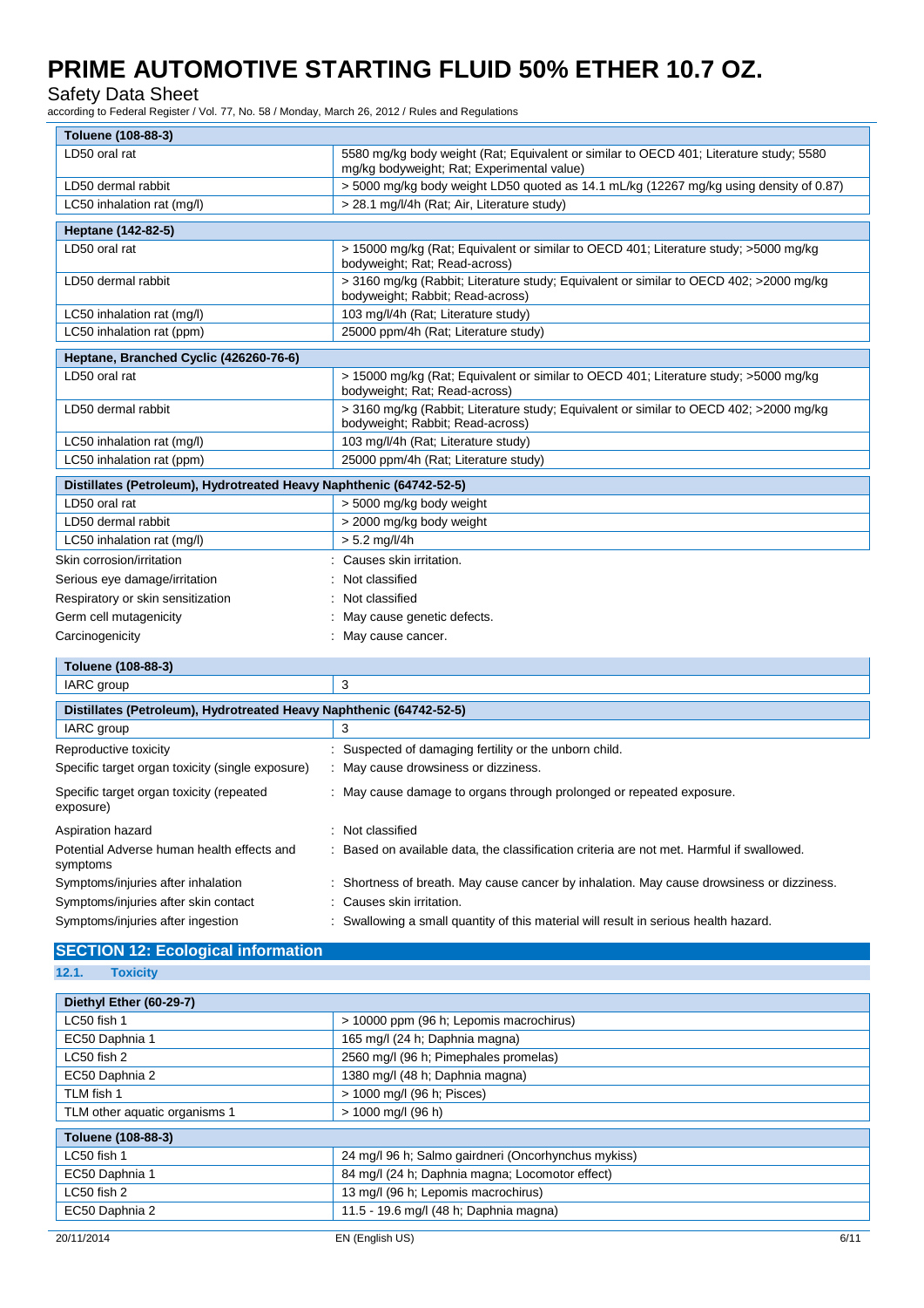| Toluene (108-88-3) | |
|---|---|
| LD50 oral rat | 5580 mg/kg body weight (Rat; Equivalent or similar to OECD 401; Literature study; 5580 mg/kg bodyweight; Rat; Experimental value) |
| LD50 dermal rabbit | > 5000 mg/kg body weight LD50 quoted as 14.1 mL/kg (12267 mg/kg using density of 0.87) |
| LC50 inhalation rat (mg/l) | > 28.1 mg/l/4h (Rat; Air, Literature study) |

| Heptane (142-82-5) | |
|---|---|
| LD50 oral rat | > 15000 mg/kg (Rat; Equivalent or similar to OECD 401; Literature study; >5000 mg/kg bodyweight; Rat; Read-across) |
| LD50 dermal rabbit | > 3160 mg/kg (Rabbit; Literature study; Equivalent or similar to OECD 402; >2000 mg/kg bodyweight; Rabbit; Read-across) |
| LC50 inhalation rat (mg/l) | 103 mg/l/4h (Rat; Literature study) |
| LC50 inhalation rat (ppm) | 25000 ppm/4h (Rat; Literature study) |

| Heptane, Branched Cyclic (426260-76-6) | |
|---|---|
| LD50 oral rat | > 15000 mg/kg (Rat; Equivalent or similar to OECD 401; Literature study; >5000 mg/kg bodyweight; Rat; Read-across) |
| LD50 dermal rabbit | > 3160 mg/kg (Rabbit; Literature study; Equivalent or similar to OECD 402; >2000 mg/kg bodyweight; Rabbit; Read-across) |
| LC50 inhalation rat (mg/l) | 103 mg/l/4h (Rat; Literature study) |
| LC50 inhalation rat (ppm) | 25000 ppm/4h (Rat; Literature study) |

| Distillates (Petroleum), Hydrotreated Heavy Naphthenic (64742-52-5) | |
|---|---|
| LD50 oral rat | > 5000 mg/kg body weight |
| LD50 dermal rabbit | > 2000 mg/kg body weight |
| LC50 inhalation rat (mg/l) | > 5.2 mg/l/4h |

Skin corrosion/irritation : Causes skin irritation.

Serious eye damage/irritation : Not classified

Respiratory or skin sensitization : Not classified

Germ cell mutagenicity : May cause genetic defects.

Carcinogenicity : May cause cancer.

| Toluene (108-88-3) | |
|---|---|
| IARC group | 3 |

| Distillates (Petroleum), Hydrotreated Heavy Naphthenic (64742-52-5) | |
|---|---|
| IARC group | 3 |

Reproductive toxicity : Suspected of damaging fertility or the unborn child.

Specific target organ toxicity (single exposure) : May cause drowsiness or dizziness.

Specific target organ toxicity (repeated exposure) : May cause damage to organs through prolonged or repeated exposure.

Aspiration hazard : Not classified

Potential Adverse human health effects and symptoms : Based on available data, the classification criteria are not met. Harmful if swallowed.

Symptoms/injuries after inhalation : Shortness of breath. May cause cancer by inhalation. May cause drowsiness or dizziness.

Symptoms/injuries after skin contact : Causes skin irritation.

Symptoms/injuries after ingestion : Swallowing a small quantity of this material will result in serious health hazard.

## SECTION 12: Ecological information

### 12.1. Toxicity

| Diethyl Ether (60-29-7) | |
|---|---|
| LC50 fish 1 | > 10000 ppm (96 h; Lepomis macrochirus) |
| EC50 Daphnia 1 | 165 mg/l (24 h; Daphnia magna) |
| LC50 fish 2 | 2560 mg/l (96 h; Pimephales promelas) |
| EC50 Daphnia 2 | 1380 mg/l (48 h; Daphnia magna) |
| TLM fish 1 | > 1000 mg/l (96 h; Pisces) |
| TLM other aquatic organisms 1 | > 1000 mg/l (96 h) |

| Toluene (108-88-3) | |
|---|---|
| LC50 fish 1 | 24 mg/l 96 h; Salmo gairdneri (Oncorhynchus mykiss) |
| EC50 Daphnia 1 | 84 mg/l (24 h; Daphnia magna; Locomotor effect) |
| LC50 fish 2 | 13 mg/l (96 h; Lepomis macrochirus) |
| EC50 Daphnia 2 | 11.5 - 19.6 mg/l (48 h; Daphnia magna) |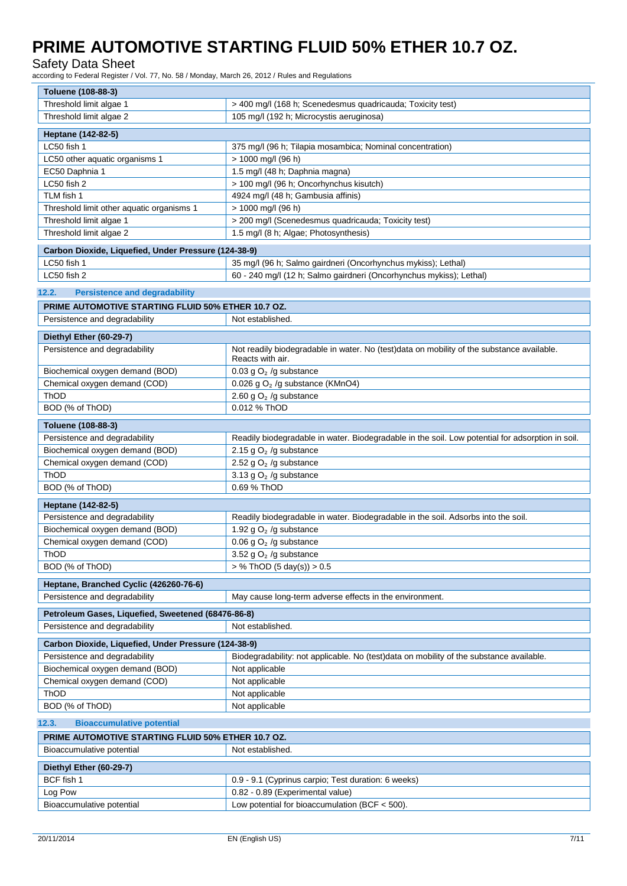| Toluene (108-88-3) | |
|---|---|
| Threshold limit algae 1 | > 400 mg/l (168 h; Scenedesmus quadricauda; Toxicity test) |
| Threshold limit algae 2 | 105 mg/l (192 h; Microcystis aeruginosa) |

| Heptane (142-82-5) | |
|---|---|
| LC50 fish 1 | 375 mg/l (96 h; Tilapia mosambica; Nominal concentration) |
| LC50 other aquatic organisms 1 | > 1000 mg/l (96 h) |
| EC50 Daphnia 1 | 1.5 mg/l (48 h; Daphnia magna) |
| LC50 fish 2 | > 100 mg/l (96 h; Oncorhynchus kisutch) |
| TLM fish 1 | 4924 mg/l (48 h; Gambusia affinis) |
| Threshold limit other aquatic organisms 1 | > 1000 mg/l (96 h) |
| Threshold limit algae 1 | > 200 mg/l (Scenedesmus quadricauda; Toxicity test) |
| Threshold limit algae 2 | 1.5 mg/l (8 h; Algae; Photosynthesis) |

| Carbon Dioxide, Liquefied, Under Pressure (124-38-9) | |
|---|---|
| LC50 fish 1 | 35 mg/l (96 h; Salmo gairdneri (Oncorhynchus mykiss); Lethal) |
| LC50 fish 2 | 60 - 240 mg/l (12 h; Salmo gairdneri (Oncorhynchus mykiss); Lethal) |

## 12.2. Persistence and degradability

| PRIME AUTOMOTIVE STARTING FLUID 50% ETHER 10.7 OZ. | |
|---|---|
| Persistence and degradability | Not established. |

| Diethyl Ether (60-29-7) | |
|---|---|
| Persistence and degradability | Not readily biodegradable in water. No (test)data on mobility of the substance available. Reacts with air. |
| Biochemical oxygen demand (BOD) | 0.03 g $O_2$ /g substance |
| Chemical oxygen demand (COD) | 0.026 g $O_2$ /g substance (KMnO4) |
| ThOD | 2.60 g $O_2$ /g substance |
| BOD (% of ThOD) | 0.012 % ThOD |

| Toluene (108-88-3) | |
|---|---|
| Persistence and degradability | Readily biodegradable in water. Biodegradable in the soil. Low potential for adsorption in soil. |
| Biochemical oxygen demand (BOD) | 2.15 g $O_2$ /g substance |
| Chemical oxygen demand (COD) | 2.52 g $O_2$ /g substance |
| ThOD | 3.13 g $O_2$ /g substance |
| BOD (% of ThOD) | 0.69 % ThOD |

| Heptane (142-82-5) | |
|---|---|
| Persistence and degradability | Readily biodegradable in water. Biodegradable in the soil. Adsorbs into the soil. |
| Biochemical oxygen demand (BOD) | 1.92 g $O_2$ /g substance |
| Chemical oxygen demand (COD) | 0.06 g $O_2$ /g substance |
| ThOD | 3.52 g $O_2$ /g substance |
| BOD (% of ThOD) | > % ThOD (5 day(s)) > 0.5 |

| Heptane, Branched Cyclic (426260-76-6) | |
|---|---|
| Persistence and degradability | May cause long-term adverse effects in the environment. |

| Petroleum Gases, Liquefied, Sweetened (68476-86-8) | |
|---|---|
| Persistence and degradability | Not established. |

| Carbon Dioxide, Liquefied, Under Pressure (124-38-9) | |
|---|---|
| Persistence and degradability | Biodegradability: not applicable. No (test)data on mobility of the substance available. |
| Biochemical oxygen demand (BOD) | Not applicable |
| Chemical oxygen demand (COD) | Not applicable |
| ThOD | Not applicable |
| BOD (% of ThOD) | Not applicable |

## 12.3. Bioaccumulative potential

| PRIME AUTOMOTIVE STARTING FLUID 50% ETHER 10.7 OZ. | |
|---|---|
| Bioaccumulative potential | Not established. |

| Diethyl Ether (60-29-7) | |
|---|---|
| BCF fish 1 | 0.9 - 9.1 (Cyprinus carpio; Test duration: 6 weeks) |
| Log Pow | 0.82 - 0.89 (Experimental value) |
| Bioaccumulative potential | Low potential for bioaccumulation (BCF < 500). |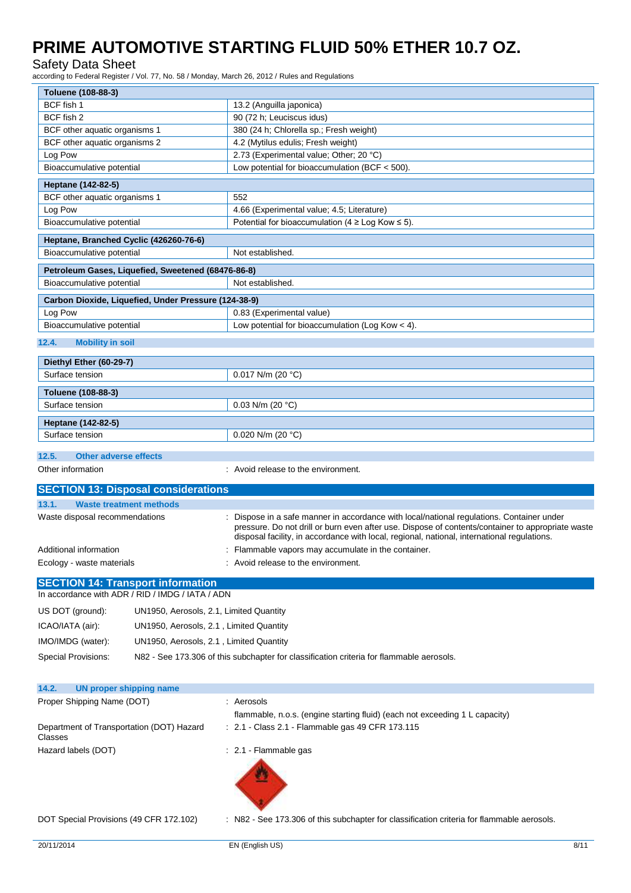| Toluene (108-88-3) | |
|---|---|
| BCF fish 1 | 13.2 (Anguilla japonica) |
| BCF fish 2 | 90 (72 h; Leuciscus idus) |
| BCF other aquatic organisms 1 | 380 (24 h; Chlorella sp.; Fresh weight) |
| BCF other aquatic organisms 2 | 4.2 (Mytilus edulis; Fresh weight) |
| Log Pow | 2.73 (Experimental value; Other; 20 °C) |
| Bioaccumulative potential | Low potential for bioaccumulation (BCF < 500). |

| Heptane (142-82-5) | |
|---|---|
| BCF other aquatic organisms 1 | 552 |
| Log Pow | 4.66 (Experimental value; 4.5; Literature) |
| Bioaccumulative potential | Potential for bioaccumulation (4 ≥ Log Kow ≤ 5). |

| Heptane, Branched Cyclic (426260-76-6) | |
|---|---|
| Bioaccumulative potential | Not established. |

| Petroleum Gases, Liquefied, Sweetened (68476-86-8) | |
|---|---|
| Bioaccumulative potential | Not established. |

| Carbon Dioxide, Liquefied, Under Pressure (124-38-9) | |
|---|---|
| Log Pow | 0.83 (Experimental value) |
| Bioaccumulative potential | Low potential for bioaccumulation (Log Kow < 4). |

### 12.4. Mobility in soil

| Diethyl Ether (60-29-7) | |
|---|---|
| Surface tension | 0.017 N/m (20 °C) |

| Toluene (108-88-3) | |
|---|---|
| Surface tension | 0.03 N/m (20 °C) |

| Heptane (142-82-5) | |
|---|---|
| Surface tension | 0.020 N/m (20 °C) |

### 12.5. Other adverse effects

Other information : Avoid release to the environment.

## SECTION 13: Disposal considerations

### 13.1. Waste treatment methods

Waste disposal recommendations : Dispose in a safe manner in accordance with local/national regulations. Container under pressure. Do not drill or burn even after use. Dispose of contents/container to appropriate waste disposal facility, in accordance with local, regional, national, international regulations.

Additional information : Flammable vapors may accumulate in the container.

Ecology - waste materials : Avoid release to the environment.

## SECTION 14: Transport information

In accordance with ADR / RID / IMDG / IATA / ADN

US DOT (ground): UN1950, Aerosols, 2.1, Limited Quantity

ICAO/IATA (air): UN1950, Aerosols, 2.1 , Limited Quantity

IMO/IMDG (water): UN1950, Aerosols, 2.1 , Limited Quantity

Special Provisions: N82 - See 173.306 of this subchapter for classification criteria for flammable aerosols.

### 14.2. UN proper shipping name

Proper Shipping Name (DOT) : Aerosols
flammable, n.o.s. (engine starting fluid) (each not exceeding 1 L capacity)

Department of Transportation (DOT) Hazard Classes : 2.1 - Class 2.1 - Flammable gas 49 CFR 173.115

Hazard labels (DOT) : 2.1 - Flammable gas

DOT Special Provisions (49 CFR 172.102) : N82 - See 173.306 of this subchapter for classification criteria for flammable aerosols.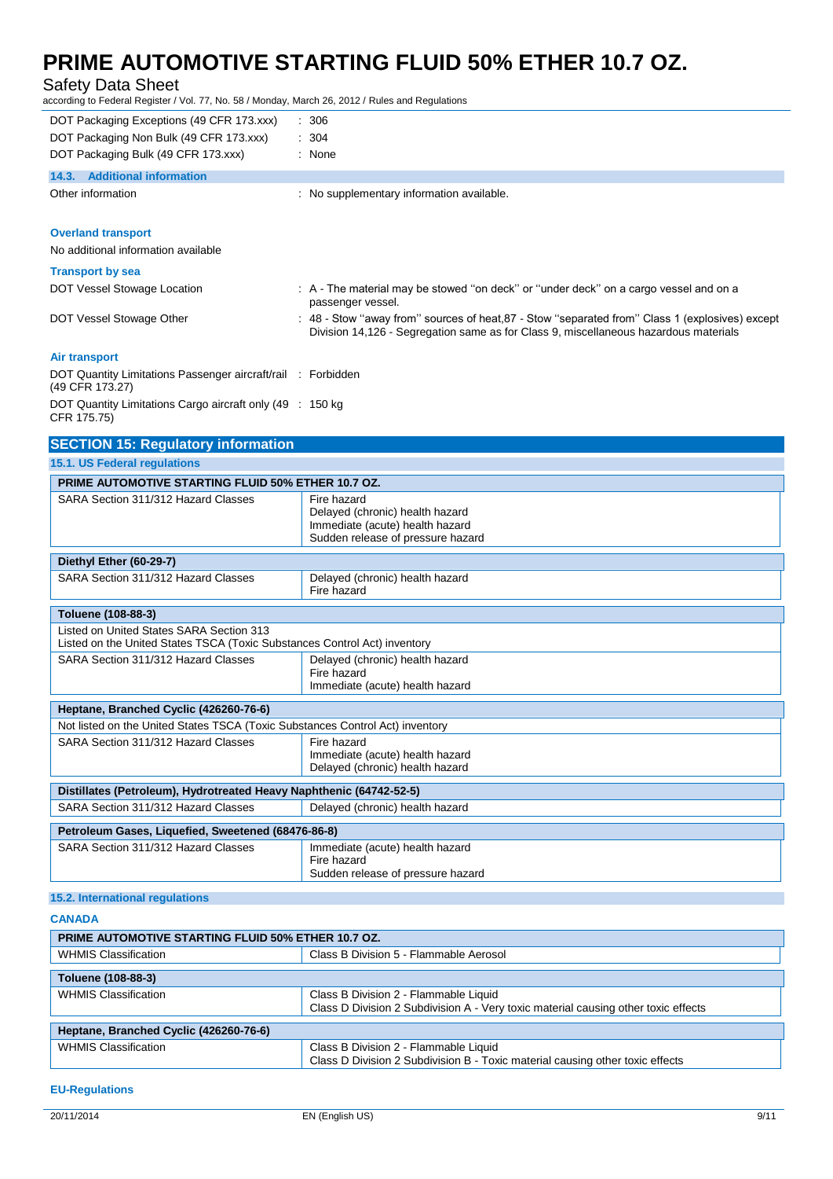| | |
|---|---|
| DOT Packaging Exceptions (49 CFR 173.xxx) | : 306 |
| DOT Packaging Non Bulk (49 CFR 173.xxx) | : 304 |
| DOT Packaging Bulk (49 CFR 173.xxx) | : None |

### 14.3. Additional information

| | |
|---|---|
| Other information | : No supplementary information available. |

**Overland transport**

No additional information available

**Transport by sea**

| | |
|---|---|
| DOT Vessel Stowage Location | : A - The material may be stowed "on deck" or "under deck" on a cargo vessel and on a passenger vessel. |
| DOT Vessel Stowage Other | : 48 - Stow "away from" sources of heat,87 - Stow "separated from" Class 1 (explosives) except Division 14,126 - Segregation same as for Class 9, miscellaneous hazardous materials |

**Air transport**

| | |
|---|---|
| DOT Quantity Limitations Passenger aircraft/rail (49 CFR 173.27) | : Forbidden |
| DOT Quantity Limitations Cargo aircraft only (49 CFR 175.75) | : 150 kg |

## SECTION 15: Regulatory information

### 15.1. US Federal regulations

| PRIME AUTOMOTIVE STARTING FLUID 50% ETHER 10.7 OZ. | |
|---|---|
| SARA Section 311/312 Hazard Classes | Fire hazard<br>Delayed (chronic) health hazard<br>Immediate (acute) health hazard<br>Sudden release of pressure hazard |

| Diethyl Ether (60-29-7) | |
|---|---|
| SARA Section 311/312 Hazard Classes | Delayed (chronic) health hazard<br>Fire hazard |

| Toluene (108-88-3) | |
|---|---|
| Listed on United States SARA Section 313<br>Listed on the United States TSCA (Toxic Substances Control Act) inventory | |
| SARA Section 311/312 Hazard Classes | Delayed (chronic) health hazard<br>Fire hazard<br>Immediate (acute) health hazard |

| Heptane, Branched Cyclic (426260-76-6) | |
|---|---|
| Not listed on the United States TSCA (Toxic Substances Control Act) inventory | |
| SARA Section 311/312 Hazard Classes | Fire hazard<br>Immediate (acute) health hazard<br>Delayed (chronic) health hazard |

| Distillates (Petroleum), Hydrotreated Heavy Naphthenic (64742-52-5) | |
|---|---|
| SARA Section 311/312 Hazard Classes | Delayed (chronic) health hazard |

| Petroleum Gases, Liquefied, Sweetened (68476-86-8) | |
|---|---|
| SARA Section 311/312 Hazard Classes | Immediate (acute) health hazard<br>Fire hazard<br>Sudden release of pressure hazard |

### 15.2. International regulations

**CANADA**

| PRIME AUTOMOTIVE STARTING FLUID 50% ETHER 10.7 OZ. | |
|---|---|
| WHMIS Classification | Class B Division 5 - Flammable Aerosol |

| Toluene (108-88-3) | |
|---|---|
| WHMIS Classification | Class B Division 2 - Flammable Liquid<br>Class D Division 2 Subdivision A - Very toxic material causing other toxic effects |

| Heptane, Branched Cyclic (426260-76-6) | |
|---|---|
| WHMIS Classification | Class B Division 2 - Flammable Liquid<br>Class D Division 2 Subdivision B - Toxic material causing other toxic effects |

**EU-Regulations**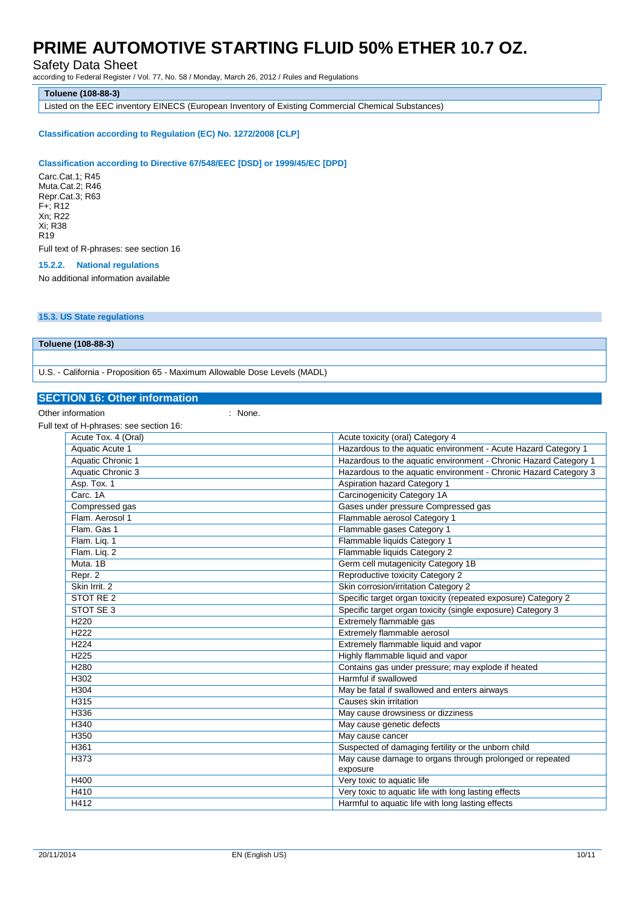| Toluene (108-88-3) |
|---|
| Listed on the EEC inventory EINECS (European Inventory of Existing Commercial Chemical Substances) |

#### Classification according to Regulation (EC) No. 1272/2008 [CLP]

#### Classification according to Directive 67/548/EEC [DSD] or 1999/45/EC [DPD]

Carc.Cat.1; R45
Muta.Cat.2; R46
Repr.Cat.3; R63
F+; R12
Xn; R22
Xi; R38
R19

Full text of R-phrases: see section 16

#### 15.2.2. National regulations

No additional information available

### 15.3. US State regulations

| Toluene (108-88-3) |
|---|
| |
| U.S. - California - Proposition 65 - Maximum Allowable Dose Levels (MADL) |

## SECTION 16: Other information

Other information : None.

Full text of H-phrases: see section 16:

| | |
|---|---|
| Acute Tox. 4 (Oral) | Acute toxicity (oral) Category 4 |
| Aquatic Acute 1 | Hazardous to the aquatic environment - Acute Hazard Category 1 |
| Aquatic Chronic 1 | Hazardous to the aquatic environment - Chronic Hazard Category 1 |
| Aquatic Chronic 3 | Hazardous to the aquatic environment - Chronic Hazard Category 3 |
| Asp. Tox. 1 | Aspiration hazard Category 1 |
| Carc. 1A | Carcinogenicity Category 1A |
| Compressed gas | Gases under pressure Compressed gas |
| Flam. Aerosol 1 | Flammable aerosol Category 1 |
| Flam. Gas 1 | Flammable gases Category 1 |
| Flam. Liq. 1 | Flammable liquids Category 1 |
| Flam. Liq. 2 | Flammable liquids Category 2 |
| Muta. 1B | Germ cell mutagenicity Category 1B |
| Repr. 2 | Reproductive toxicity Category 2 |
| Skin Irrit. 2 | Skin corrosion/irritation Category 2 |
| STOT RE 2 | Specific target organ toxicity (repeated exposure) Category 2 |
| STOT SE 3 | Specific target organ toxicity (single exposure) Category 3 |
| H220 | Extremely flammable gas |
| H222 | Extremely flammable aerosol |
| H224 | Extremely flammable liquid and vapor |
| H225 | Highly flammable liquid and vapor |
| H280 | Contains gas under pressure; may explode if heated |
| H302 | Harmful if swallowed |
| H304 | May be fatal if swallowed and enters airways |
| H315 | Causes skin irritation |
| H336 | May cause drowsiness or dizziness |
| H340 | May cause genetic defects |
| H350 | May cause cancer |
| H361 | Suspected of damaging fertility or the unborn child |
| H373 | May cause damage to organs through prolonged or repeated exposure |
| H400 | Very toxic to aquatic life |
| H410 | Very toxic to aquatic life with long lasting effects |
| H412 | Harmful to aquatic life with long lasting effects |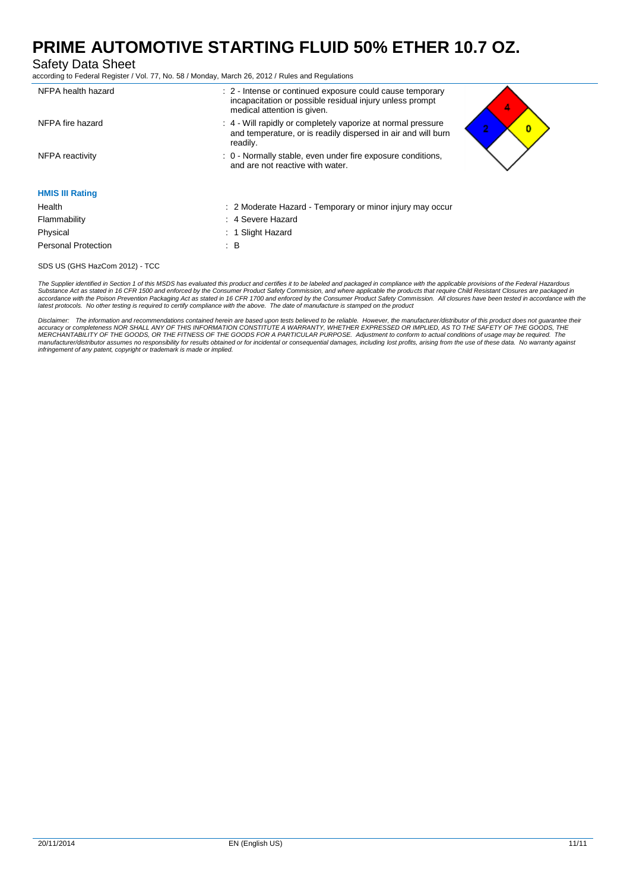NFPA health hazard : 2 - Intense or continued exposure could cause temporary incapacitation or possible residual injury unless prompt medical attention is given.

NFPA fire hazard : 4 - Will rapidly or completely vaporize at normal pressure and temperature, or is readily dispersed in air and will burn readily.

NFPA reactivity : 0 - Normally stable, even under fire exposure conditions, and are not reactive with water.

4

2

0

### HMIS III Rating

| | |
|---|---|
| Health | : 2 Moderate Hazard - Temporary or minor injury may occur |
| Flammability | : 4 Severe Hazard |
| Physical | : 1 Slight Hazard |
| Personal Protection | : B |

SDS US (GHS HazCom 2012) - TCC

*The Supplier identified in Section 1 of this MSDS has evaluated this product and certifies it to be labeled and packaged in compliance with the applicable provisions of the Federal Hazardous Substance Act as stated in 16 CFR 1500 and enforced by the Consumer Product Safety Commission, and where applicable the products that require Child Resistant Closures are packaged in accordance with the Poison Prevention Packaging Act as stated in 16 CFR 1700 and enforced by the Consumer Product Safety Commission. All closures have been tested in accordance with the latest protocols. No other testing is required to certify compliance with the above. The date of manufacture is stamped on the product*

*Disclaimer: The information and recommendations contained herein are based upon tests believed to be reliable. However, the manufacturer/distributor of this product does not guarantee their accuracy or completeness NOR SHALL ANY OF THIS INFORMATION CONSTITUTE A WARRANTY, WHETHER EXPRESSED OR IMPLIED, AS TO THE SAFETY OF THE GOODS, THE MERCHANTABILITY OF THE GOODS, OR THE FITNESS OF THE GOODS FOR A PARTICULAR PURPOSE. Adjustment to conform to actual conditions of usage may be required. The manufacturer/distributor assumes no responsibility for results obtained or for incidental or consequential damages, including lost profits, arising from the use of these data. No warranty against infringement of any patent, copyright or trademark is made or implied.*